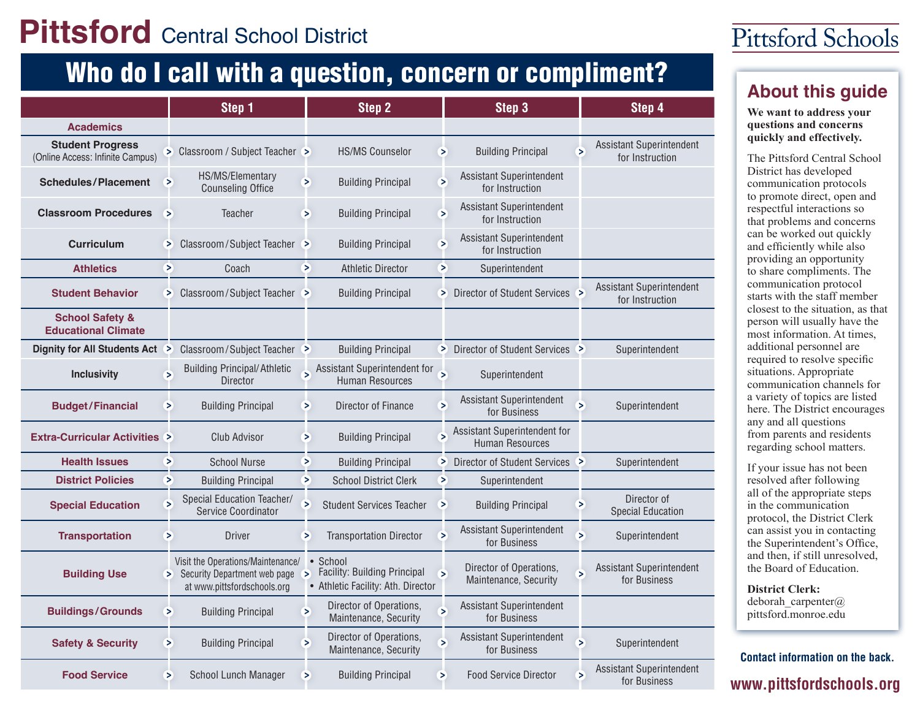# Pittsford Central School District

Pittsford Schools

## Who do I call with a question, concern or compliment?

| | Step 1 | Step 2 | Step 3 | Step 4 |
|---|---|---|---|---|
| **Academics** | | | | |
| **Student Progress** (Online Access: Infinite Campus) | Classroom / Subject Teacher | HS/MS Counselor | Building Principal | Assistant Superintendent for Instruction |
| **Schedules/Placement** | HS/MS/Elementary Counseling Office | Building Principal | Assistant Superintendent for Instruction | |
| **Classroom Procedures** | Teacher | Building Principal | Assistant Superintendent for Instruction | |
| **Curriculum** | Classroom/Subject Teacher | Building Principal | Assistant Superintendent for Instruction | |
| **Athletics** | Coach | Athletic Director | Superintendent | |
| **Student Behavior** | Classroom/Subject Teacher | Building Principal | Director of Student Services | Assistant Superintendent for Instruction |
| **School Safety & Educational Climate** | | | | |
| **Dignity for All Students Act** | Classroom/Subject Teacher | Building Principal | Director of Student Services | Superintendent |
| **Inclusivity** | Building Principal/Athletic Director | Assistant Superintendent for Human Resources | Superintendent | |
| **Budget/Financial** | Building Principal | Director of Finance | Assistant Superintendent for Business | Superintendent |
| **Extra-Curricular Activities** | Club Advisor | Building Principal | Assistant Superintendent for Human Resources | |
| **Health Issues** | School Nurse | Building Principal | Director of Student Services | Superintendent |
| **District Policies** | Building Principal | School District Clerk | Superintendent | |
| **Special Education** | Special Education Teacher/ Service Coordinator | Student Services Teacher | Building Principal | Director of Special Education |
| **Transportation** | Driver | Transportation Director | Assistant Superintendent for Business | Superintendent |
| **Building Use** | Visit the Operations/Maintenance/ Security Department web page at www.pittsfordschools.org | • School Facility: Building Principal • Athletic Facility: Ath. Director | Director of Operations, Maintenance, Security | Assistant Superintendent for Business |
| **Buildings/Grounds** | Building Principal | Director of Operations, Maintenance, Security | Assistant Superintendent for Business | |
| **Safety & Security** | Building Principal | Director of Operations, Maintenance, Security | Assistant Superintendent for Business | Superintendent |
| **Food Service** | School Lunch Manager | Building Principal | Food Service Director | Assistant Superintendent for Business |

## About this guide

**We want to address your questions and concerns quickly and effectively.**

The Pittsford Central School District has developed communication protocols to promote direct, open and respectful interactions so that problems and concerns can be worked out quickly and efficiently while also providing an opportunity to share compliments. The communication protocol starts with the staff member closest to the situation, as that person will usually have the most information. At times, additional personnel are required to resolve specific situations. Appropriate communication channels for a variety of topics are listed here. The District encourages any and all questions from parents and residents regarding school matters.

If your issue has not been resolved after following all of the appropriate steps in the communication protocol, the District Clerk can assist you in contacting the Superintendent's Office, and then, if still unresolved, the Board of Education.

**District Clerk:**
deborah_carpenter@pittsford.monroe.edu

**Contact information on the back.**

**www.pittsfordschools.org**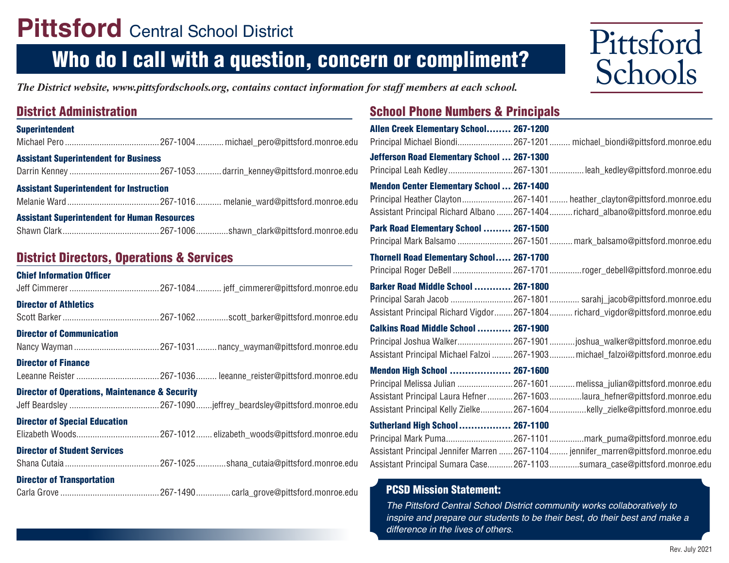# **Pittsford** Central School District

## Who do I call with a question, concern or compliment?

Pittsford Schools

*The District website, www.pittsfordschools.org, contains contact information for staff members at each school.*

## District Administration

**Superintendent**
Michael Pero ........ 267-1004 ........ michael_pero@pittsford.monroe.edu

**Assistant Superintendent for Business**
Darrin Kenney ........ 267-1053 ........ darrin_kenney@pittsford.monroe.edu

**Assistant Superintendent for Instruction**
Melanie Ward ........ 267-1016 ........ melanie_ward@pittsford.monroe.edu

**Assistant Superintendent for Human Resources**
Shawn Clark ........ 267-1006 ........ shawn_clark@pittsford.monroe.edu

## District Directors, Operations & Services

**Chief Information Officer**
Jeff Cimmerer ........ 267-1084 ........ jeff_cimmerer@pittsford.monroe.edu

**Director of Athletics**
Scott Barker ........ 267-1062 ........ scott_barker@pittsford.monroe.edu

**Director of Communication**
Nancy Wayman ........ 267-1031 ........ nancy_wayman@pittsford.monroe.edu

**Director of Finance**
Leeanne Reister ........ 267-1036 ........ leeanne_reister@pittsford.monroe.edu

**Director of Operations, Maintenance & Security**
Jeff Beardsley ........ 267-1090 ........ jeffrey_beardsley@pittsford.monroe.edu

**Director of Special Education**
Elizabeth Woods ........ 267-1012 ........ elizabeth_woods@pittsford.monroe.edu

**Director of Student Services**
Shana Cutaia ........ 267-1025 ........ shana_cutaia@pittsford.monroe.edu

**Director of Transportation**
Carla Grove ........ 267-1490 ........ carla_grove@pittsford.monroe.edu

## School Phone Numbers & Principals

**Allen Creek Elementary School ........ 267-1200**
Principal Michael Biondi ........ 267-1201 ........ michael_biondi@pittsford.monroe.edu

**Jefferson Road Elementary School ... 267-1300**
Principal Leah Kedley ........ 267-1301 ........ leah_kedley@pittsford.monroe.edu

**Mendon Center Elementary School ... 267-1400**
Principal Heather Clayton ........ 267-1401 ........ heather_clayton@pittsford.monroe.edu
Assistant Principal Richard Albano ........ 267-1404 ........ richard_albano@pittsford.monroe.edu

**Park Road Elementary School ........ 267-1500**
Principal Mark Balsamo ........ 267-1501 ........ mark_balsamo@pittsford.monroe.edu

**Thornell Road Elementary School ..... 267-1700**
Principal Roger DeBell ........ 267-1701 ........ roger_debell@pittsford.monroe.edu

**Barker Road Middle School ........ 267-1800**
Principal Sarah Jacob ........ 267-1801 ........ sarahj_jacob@pittsford.monroe.edu
Assistant Principal Richard Vigdor ........ 267-1804 ........ richard_vigdor@pittsford.monroe.edu

**Calkins Road Middle School ........ 267-1900**
Principal Joshua Walker ........ 267-1901 ........ joshua_walker@pittsford.monroe.edu
Assistant Principal Michael Falzoi ........ 267-1903 ........ michael_falzoi@pittsford.monroe.edu

**Mendon High School ........ 267-1600**
Principal Melissa Julian ........ 267-1601 ........ melissa_julian@pittsford.monroe.edu
Assistant Principal Laura Hefner ........ 267-1603 ........ laura_hefner@pittsford.monroe.edu
Assistant Principal Kelly Zielke ........ 267-1604 ........ kelly_zielke@pittsford.monroe.edu

**Sutherland High School ........ 267-1100**
Principal Mark Puma ........ 267-1101 ........ mark_puma@pittsford.monroe.edu
Assistant Principal Jennifer Marren ........ 267-1104 ........ jennifer_marren@pittsford.monroe.edu
Assistant Principal Sumara Case ........ 267-1103 ........ sumara_case@pittsford.monroe.edu

**PCSD Mission Statement:**

*The Pittsford Central School District community works collaboratively to inspire and prepare our students to be their best, do their best and make a difference in the lives of others.*

Rev. July 2021